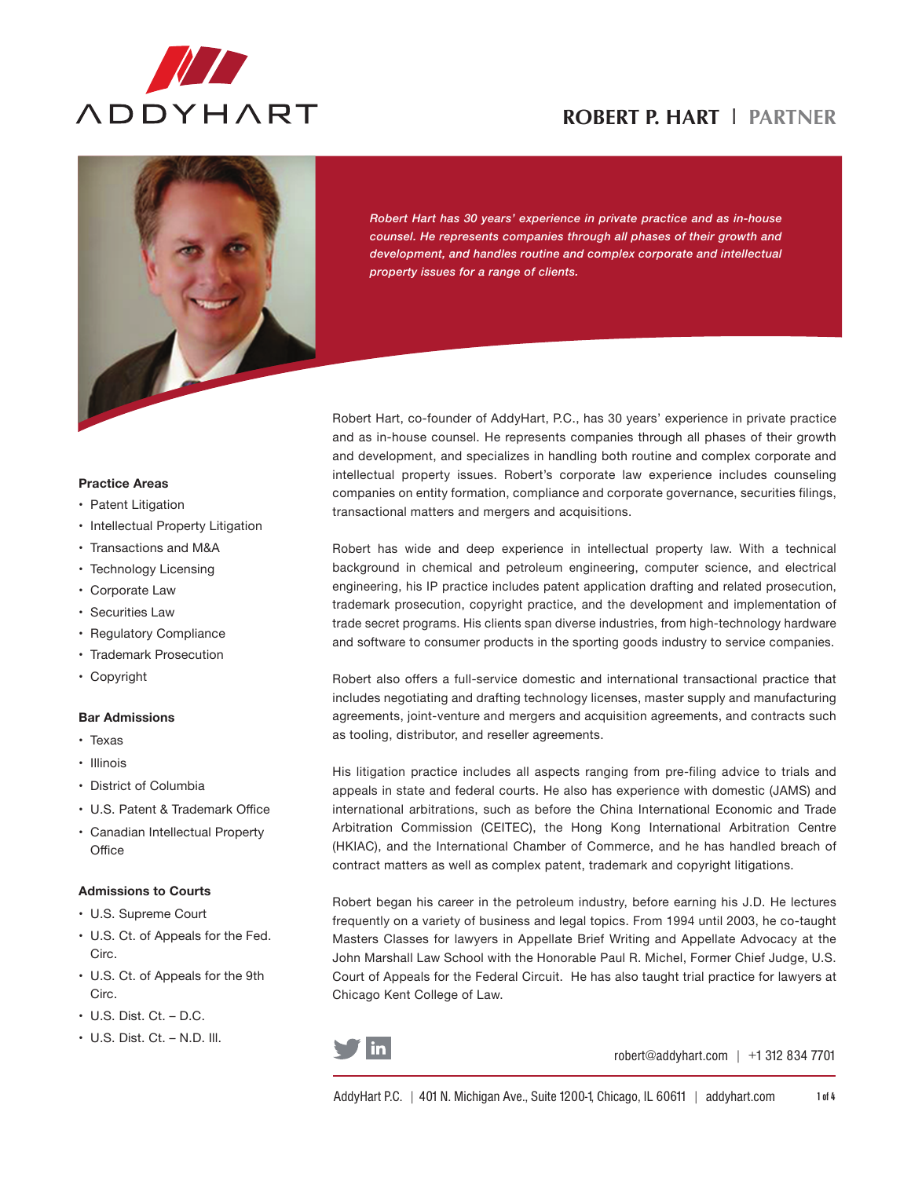ADDYHART

# ROBERT P. HART | PARTNER

*Robert Hart has 30 years' experience in private practice and as in-house counsel. He represents companies through all phases of their growth and development, and handles routine and complex corporate and intellectual property issues for a range of clients.*

Robert Hart, co-founder of AddyHart, P.C., has 30 years' experience in private practice and as in-house counsel. He represents companies through all phases of their growth and development, and specializes in handling both routine and complex corporate and intellectual property issues. Robert's corporate law experience includes counseling companies on entity formation, compliance and corporate governance, securities filings, transactional matters and mergers and acquisitions.

Robert has wide and deep experience in intellectual property law. With a technical background in chemical and petroleum engineering, computer science, and electrical engineering, his IP practice includes patent application drafting and related prosecution, trademark prosecution, copyright practice, and the development and implementation of trade secret programs. His clients span diverse industries, from high-technology hardware and software to consumer products in the sporting goods industry to service companies.

Robert also offers a full-service domestic and international transactional practice that includes negotiating and drafting technology licenses, master supply and manufacturing agreements, joint-venture and mergers and acquisition agreements, and contracts such as tooling, distributor, and reseller agreements.

His litigation practice includes all aspects ranging from pre-filing advice to trials and appeals in state and federal courts. He also has experience with domestic (JAMS) and international arbitrations, such as before the China International Economic and Trade Arbitration Commission (CEITEC), the Hong Kong International Arbitration Centre (HKIAC), and the International Chamber of Commerce, and he has handled breach of contract matters as well as complex patent, trademark and copyright litigations.

Robert began his career in the petroleum industry, before earning his J.D. He lectures frequently on a variety of business and legal topics. From 1994 until 2003, he co-taught Masters Classes for lawyers in Appellate Brief Writing and Appellate Advocacy at the John Marshall Law School with the Honorable Paul R. Michel, Former Chief Judge, U.S. Court of Appeals for the Federal Circuit. He has also taught trial practice for lawyers at Chicago Kent College of Law.

### Practice Areas

- Patent Litigation
- Intellectual Property Litigation
- Transactions and M&A
- Technology Licensing
- Corporate Law
- Securities Law
- Regulatory Compliance
- Trademark Prosecution
- Copyright

### Bar Admissions

- Texas
- Illinois
- District of Columbia
- U.S. Patent & Trademark Office
- Canadian Intellectual Property Office

### Admissions to Courts

- U.S. Supreme Court
- U.S. Ct. of Appeals for the Fed. Circ.
- U.S. Ct. of Appeals for the 9th Circ.
- U.S. Dist. Ct. – D.C.
- U.S. Dist. Ct. – N.D. Ill.

robert@addyhart.com | +1 312 834 7701

AddyHart P.C. | 401 N. Michigan Ave., Suite 1200-1, Chicago, IL 60611 | addyhart.com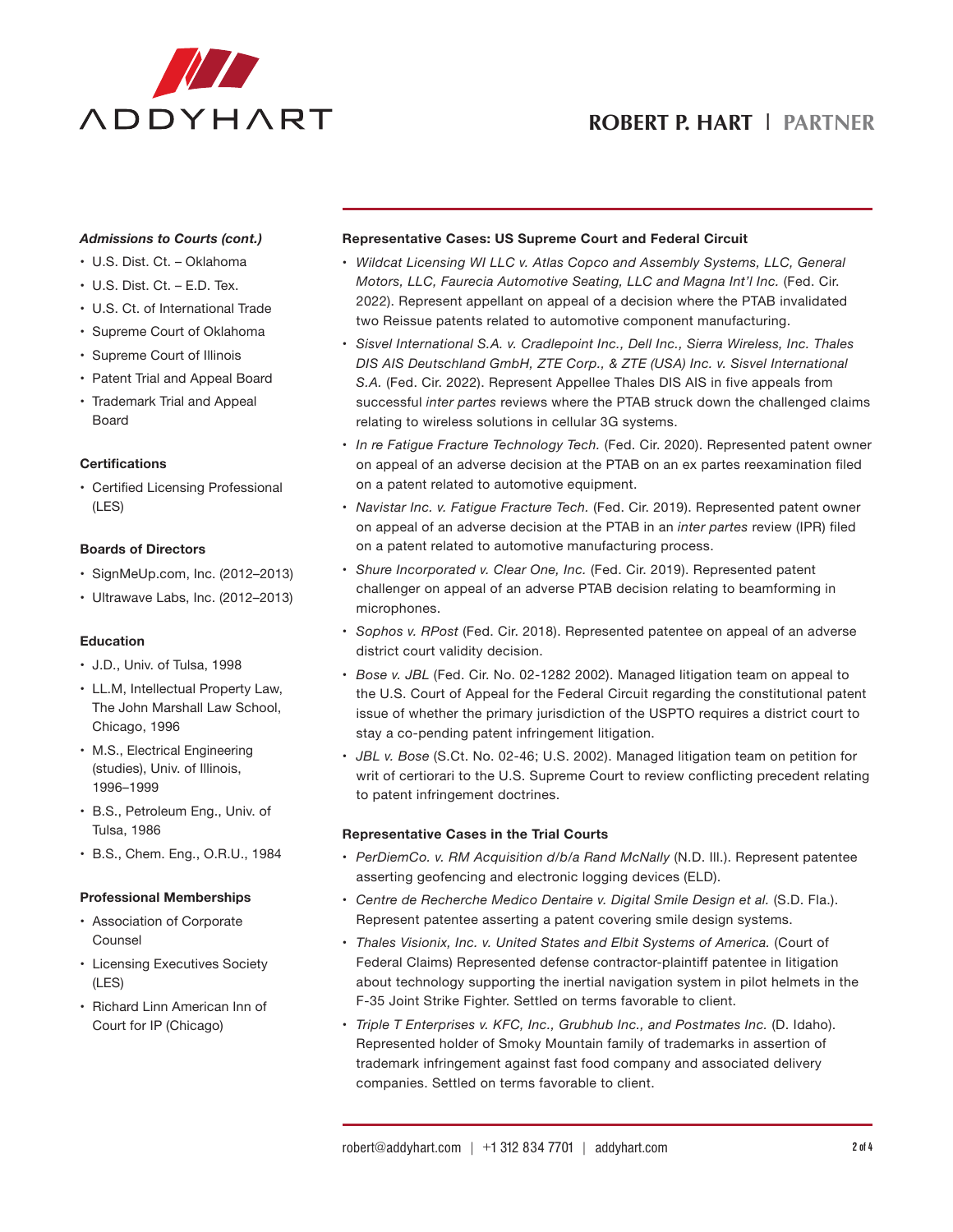### *Admissions to Courts (cont.)*

- U.S. Dist. Ct. – Oklahoma
- U.S. Dist. Ct. – E.D. Tex.
- U.S. Ct. of International Trade
- Supreme Court of Oklahoma
- Supreme Court of Illinois
- Patent Trial and Appeal Board
- Trademark Trial and Appeal Board

### Certifications

- Certified Licensing Professional (LES)

### Boards of Directors

- SignMeUp.com, Inc. (2012–2013)
- Ultrawave Labs, Inc. (2012–2013)

### Education

- J.D., Univ. of Tulsa, 1998
- LL.M, Intellectual Property Law, The John Marshall Law School, Chicago, 1996
- M.S., Electrical Engineering (studies), Univ. of Illinois, 1996–1999
- B.S., Petroleum Eng., Univ. of Tulsa, 1986
- B.S., Chem. Eng., O.R.U., 1984

### Professional Memberships

- Association of Corporate Counsel
- Licensing Executives Society (LES)
- Richard Linn American Inn of Court for IP (Chicago)

### Representative Cases: US Supreme Court and Federal Circuit

- *Wildcat Licensing WI LLC v. Atlas Copco and Assembly Systems, LLC, General Motors, LLC, Faurecia Automotive Seating, LLC and Magna Int'l Inc.* (Fed. Cir. 2022). Represent appellant on appeal of a decision where the PTAB invalidated two Reissue patents related to automotive component manufacturing.
- *Sisvel International S.A. v. Cradlepoint Inc., Dell Inc., Sierra Wireless, Inc. Thales DIS AIS Deutschland GmbH, ZTE Corp., & ZTE (USA) Inc. v. Sisvel International S.A.* (Fed. Cir. 2022). Represent Appellee Thales DIS AIS in five appeals from successful *inter partes* reviews where the PTAB struck down the challenged claims relating to wireless solutions in cellular 3G systems.
- *In re Fatigue Fracture Technology Tech.* (Fed. Cir. 2020). Represented patent owner on appeal of an adverse decision at the PTAB on an ex partes reexamination filed on a patent related to automotive equipment.
- *Navistar Inc. v. Fatigue Fracture Tech.* (Fed. Cir. 2019). Represented patent owner on appeal of an adverse decision at the PTAB in an *inter partes* review (IPR) filed on a patent related to automotive manufacturing process.
- *Shure Incorporated v. Clear One, Inc.* (Fed. Cir. 2019). Represented patent challenger on appeal of an adverse PTAB decision relating to beamforming in microphones.
- *Sophos v. RPost* (Fed. Cir. 2018). Represented patentee on appeal of an adverse district court validity decision.
- *Bose v. JBL* (Fed. Cir. No. 02-1282 2002). Managed litigation team on appeal to the U.S. Court of Appeal for the Federal Circuit regarding the constitutional patent issue of whether the primary jurisdiction of the USPTO requires a district court to stay a co-pending patent infringement litigation.
- *JBL v. Bose* (S.Ct. No. 02-46; U.S. 2002). Managed litigation team on petition for writ of certiorari to the U.S. Supreme Court to review conflicting precedent relating to patent infringement doctrines.

### Representative Cases in the Trial Courts

- *PerDiemCo. v. RM Acquisition d/b/a Rand McNally* (N.D. Ill.). Represent patentee asserting geofencing and electronic logging devices (ELD).
- *Centre de Recherche Medico Dentaire v. Digital Smile Design et al.* (S.D. Fla.). Represent patentee asserting a patent covering smile design systems.
- *Thales Visionix, Inc. v. United States and Elbit Systems of America.* (Court of Federal Claims) Represented defense contractor-plaintiff patentee in litigation about technology supporting the inertial navigation system in pilot helmets in the F-35 Joint Strike Fighter. Settled on terms favorable to client.
- *Triple T Enterprises v. KFC, Inc., Grubhub Inc., and Postmates Inc.* (D. Idaho). Represented holder of Smoky Mountain family of trademarks in assertion of trademark infringement against fast food company and associated delivery companies. Settled on terms favorable to client.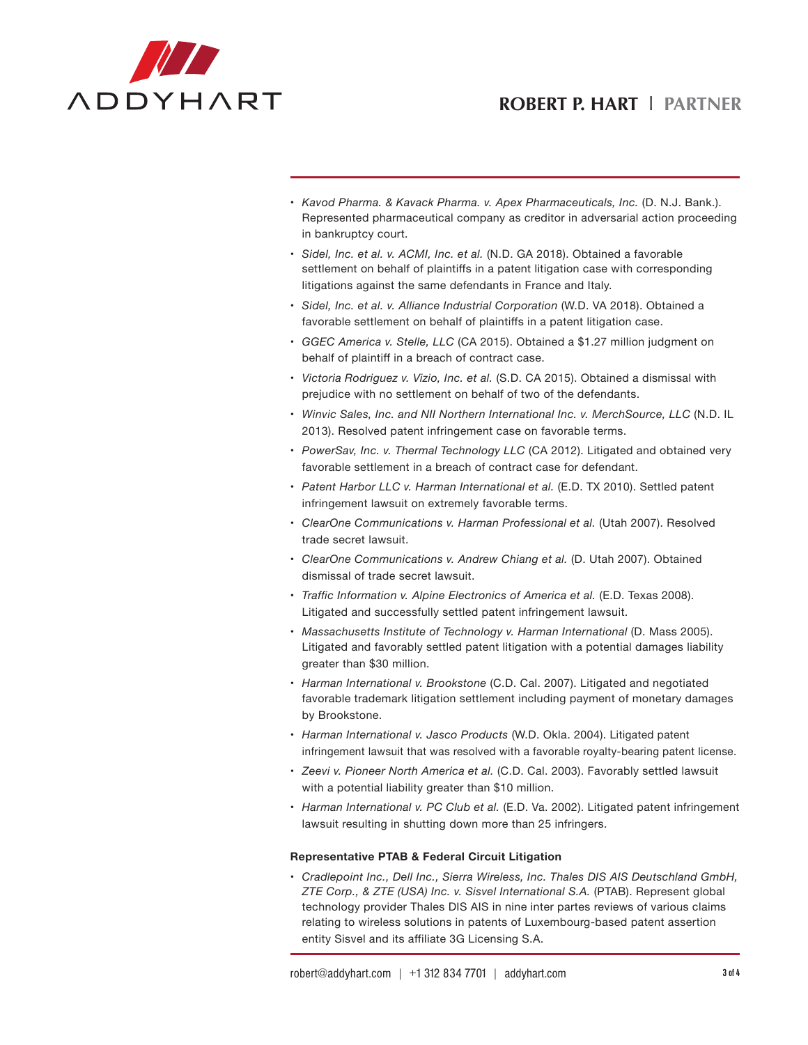- *Kavod Pharma. & Kavack Pharma. v. Apex Pharmaceuticals, Inc.* (D. N.J. Bank.). Represented pharmaceutical company as creditor in adversarial action proceeding in bankruptcy court.
- *Sidel, Inc. et al. v. ACMI, Inc. et al.* (N.D. GA 2018). Obtained a favorable settlement on behalf of plaintiffs in a patent litigation case with corresponding litigations against the same defendants in France and Italy.
- *Sidel, Inc. et al. v. Alliance Industrial Corporation* (W.D. VA 2018). Obtained a favorable settlement on behalf of plaintiffs in a patent litigation case.
- *GGEC America v. Stelle, LLC* (CA 2015). Obtained a $1.27 million judgment on behalf of plaintiff in a breach of contract case.
- *Victoria Rodriguez v. Vizio, Inc. et al.* (S.D. CA 2015). Obtained a dismissal with prejudice with no settlement on behalf of two of the defendants.
- *Winvic Sales, Inc. and NII Northern International Inc. v. MerchSource, LLC* (N.D. IL 2013). Resolved patent infringement case on favorable terms.
- *PowerSav, Inc. v. Thermal Technology LLC* (CA 2012). Litigated and obtained very favorable settlement in a breach of contract case for defendant.
- *Patent Harbor LLC v. Harman International et al.* (E.D. TX 2010). Settled patent infringement lawsuit on extremely favorable terms.
- *ClearOne Communications v. Harman Professional et al.* (Utah 2007). Resolved trade secret lawsuit.
- *ClearOne Communications v. Andrew Chiang et al.* (D. Utah 2007). Obtained dismissal of trade secret lawsuit.
- *Traffic Information v. Alpine Electronics of America et al.* (E.D. Texas 2008). Litigated and successfully settled patent infringement lawsuit.
- *Massachusetts Institute of Technology v. Harman International* (D. Mass 2005). Litigated and favorably settled patent litigation with a potential damages liability greater than $30 million.
- *Harman International v. Brookstone* (C.D. Cal. 2007). Litigated and negotiated favorable trademark litigation settlement including payment of monetary damages by Brookstone.
- *Harman International v. Jasco Products* (W.D. Okla. 2004). Litigated patent infringement lawsuit that was resolved with a favorable royalty-bearing patent license.
- *Zeevi v. Pioneer North America et al.* (C.D. Cal. 2003). Favorably settled lawsuit with a potential liability greater than $10 million.
- *Harman International v. PC Club et al.* (E.D. Va. 2002). Litigated patent infringement lawsuit resulting in shutting down more than 25 infringers.

**Representative PTAB & Federal Circuit Litigation**

- *Cradlepoint Inc., Dell Inc., Sierra Wireless, Inc. Thales DIS AIS Deutschland GmbH, ZTE Corp., & ZTE (USA) Inc. v. Sisvel International S.A.* (PTAB). Represent global technology provider Thales DIS AIS in nine inter partes reviews of various claims relating to wireless solutions in patents of Luxembourg-based patent assertion entity Sisvel and its affiliate 3G Licensing S.A.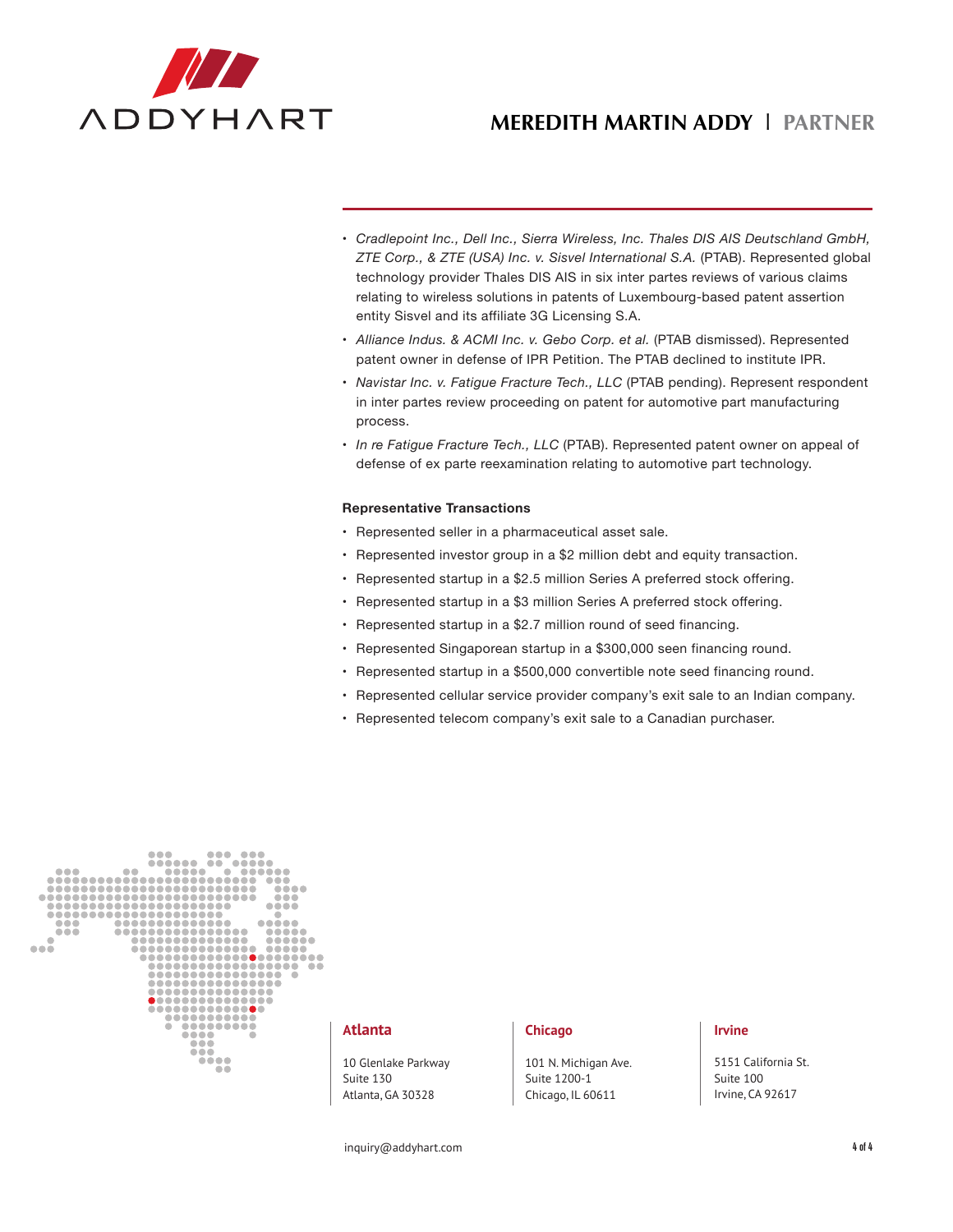- *Cradlepoint Inc., Dell Inc., Sierra Wireless, Inc. Thales DIS AIS Deutschland GmbH, ZTE Corp., & ZTE (USA) Inc. v. Sisvel International S.A.* (PTAB). Represented global technology provider Thales DIS AIS in six inter partes reviews of various claims relating to wireless solutions in patents of Luxembourg-based patent assertion entity Sisvel and its affiliate 3G Licensing S.A.
- *Alliance Indus. & ACMI Inc. v. Gebo Corp. et al.* (PTAB dismissed). Represented patent owner in defense of IPR Petition. The PTAB declined to institute IPR.
- *Navistar Inc. v. Fatigue Fracture Tech., LLC* (PTAB pending). Represent respondent in inter partes review proceeding on patent for automotive part manufacturing process.
- *In re Fatigue Fracture Tech., LLC* (PTAB). Represented patent owner on appeal of defense of ex parte reexamination relating to automotive part technology.

**Representative Transactions**

- Represented seller in a pharmaceutical asset sale.
- Represented investor group in a $2 million debt and equity transaction.
- Represented startup in a $2.5 million Series A preferred stock offering.
- Represented startup in a $3 million Series A preferred stock offering.
- Represented startup in a $2.7 million round of seed financing.
- Represented Singaporean startup in a $300,000 seen financing round.
- Represented startup in a $500,000 convertible note seed financing round.
- Represented cellular service provider company's exit sale to an Indian company.
- Represented telecom company's exit sale to a Canadian purchaser.

**Atlanta**

10 Glenlake Parkway
Suite 130
Atlanta, GA 30328

**Chicago**

101 N. Michigan Ave.
Suite 1200-1
Chicago, IL 60611

**Irvine**

5151 California St.
Suite 100
Irvine, CA 92617

inquiry@addyhart.com